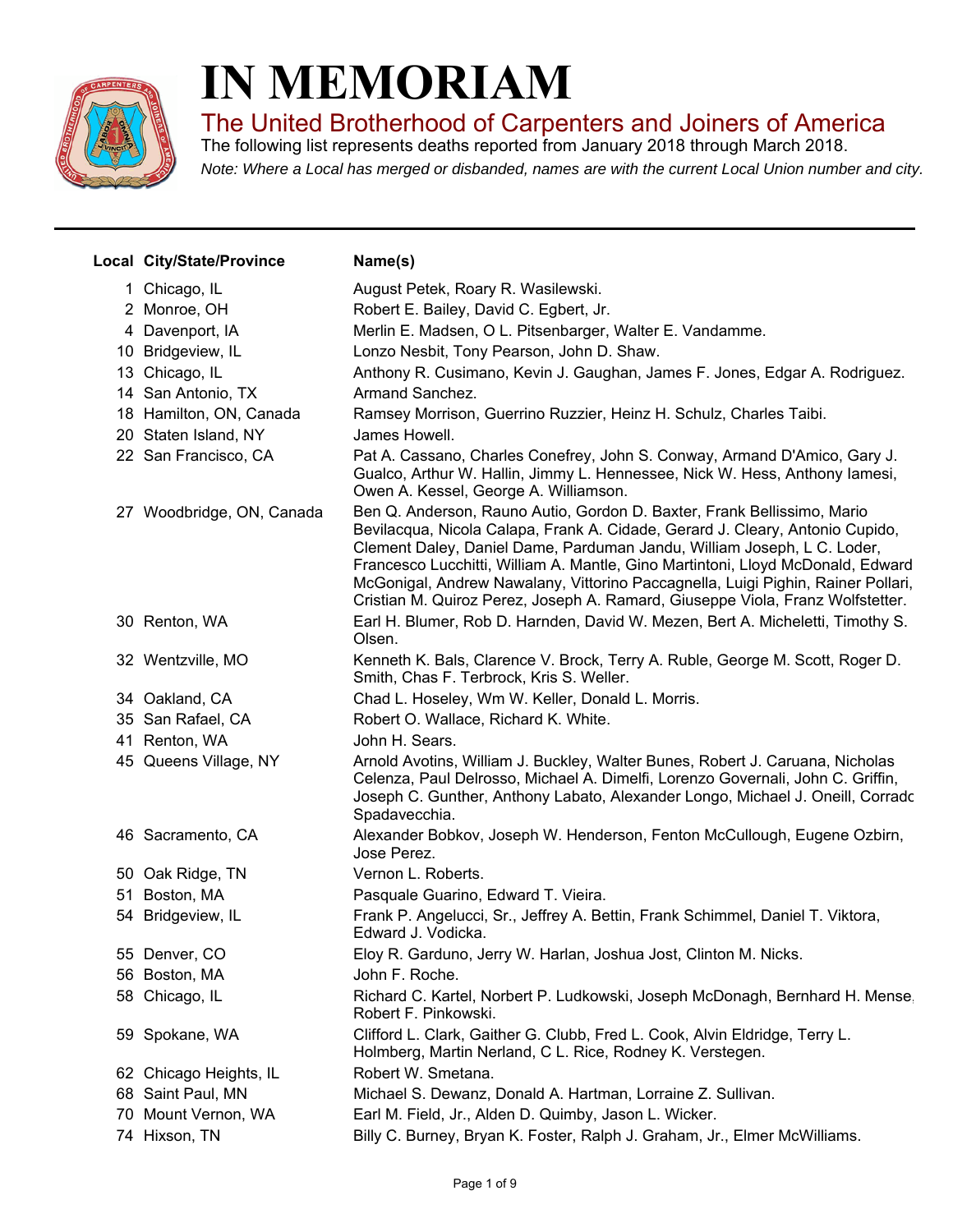# IN MEMORIAM

## The United Brotherhood of Carpenters and Joiners of America

The following list represents deaths reported from January 2018 through March 2018.

*Note: Where a Local has merged or disbanded, names are with the current Local Union number and city.*

| Local | City/State/Province | Name(s) |
|---|---|---|
| 1 | Chicago, IL | August Petek, Roary R. Wasilewski. |
| 2 | Monroe, OH | Robert E. Bailey, David C. Egbert, Jr. |
| 4 | Davenport, IA | Merlin E. Madsen, O L. Pitsenbarger, Walter E. Vandamme. |
| 10 | Bridgeview, IL | Lonzo Nesbit, Tony Pearson, John D. Shaw. |
| 13 | Chicago, IL | Anthony R. Cusimano, Kevin J. Gaughan, James F. Jones, Edgar A. Rodriguez. |
| 14 | San Antonio, TX | Armand Sanchez. |
| 18 | Hamilton, ON, Canada | Ramsey Morrison, Guerrino Ruzzier, Heinz H. Schulz, Charles Taibi. |
| 20 | Staten Island, NY | James Howell. |
| 22 | San Francisco, CA | Pat A. Cassano, Charles Conefrey, John S. Conway, Armand D'Amico, Gary J. Gualco, Arthur W. Hallin, Jimmy L. Hennessee, Nick W. Hess, Anthony Iamesi, Owen A. Kessel, George A. Williamson. |
| 27 | Woodbridge, ON, Canada | Ben Q. Anderson, Rauno Autio, Gordon D. Baxter, Frank Bellissimo, Mario Bevilacqua, Nicola Calapa, Frank A. Cidade, Gerard J. Cleary, Antonio Cupido, Clement Daley, Daniel Dame, Parduman Jandu, William Joseph, L C. Loder, Francesco Lucchitti, William A. Mantle, Gino Martintoni, Lloyd McDonald, Edward McGonigal, Andrew Nawalany, Vittorino Paccagnella, Luigi Pighin, Rainer Pollari, Cristian M. Quiroz Perez, Joseph A. Ramard, Giuseppe Viola, Franz Wolfstetter. |
| 30 | Renton, WA | Earl H. Blumer, Rob D. Harnden, David W. Mezen, Bert A. Micheletti, Timothy S. Olsen. |
| 32 | Wentzville, MO | Kenneth K. Bals, Clarence V. Brock, Terry A. Ruble, George M. Scott, Roger D. Smith, Chas F. Terbrock, Kris S. Weller. |
| 34 | Oakland, CA | Chad L. Hoseley, Wm W. Keller, Donald L. Morris. |
| 35 | San Rafael, CA | Robert O. Wallace, Richard K. White. |
| 41 | Renton, WA | John H. Sears. |
| 45 | Queens Village, NY | Arnold Avotins, William J. Buckley, Walter Bunes, Robert J. Caruana, Nicholas Celenza, Paul Delrosso, Michael A. Dimelfi, Lorenzo Governali, John C. Griffin, Joseph C. Gunther, Anthony Labato, Alexander Longo, Michael J. Oneill, Corrado Spadavecchia. |
| 46 | Sacramento, CA | Alexander Bobkov, Joseph W. Henderson, Fenton McCullough, Eugene Ozbirn, Jose Perez. |
| 50 | Oak Ridge, TN | Vernon L. Roberts. |
| 51 | Boston, MA | Pasquale Guarino, Edward T. Vieira. |
| 54 | Bridgeview, IL | Frank P. Angelucci, Sr., Jeffrey A. Bettin, Frank Schimmel, Daniel T. Viktora, Edward J. Vodicka. |
| 55 | Denver, CO | Eloy R. Garduno, Jerry W. Harlan, Joshua Jost, Clinton M. Nicks. |
| 56 | Boston, MA | John F. Roche. |
| 58 | Chicago, IL | Richard C. Kartel, Norbert P. Ludkowski, Joseph McDonagh, Bernhard H. Mense, Robert F. Pinkowski. |
| 59 | Spokane, WA | Clifford L. Clark, Gaither G. Clubb, Fred L. Cook, Alvin Eldridge, Terry L. Holmberg, Martin Nerland, C L. Rice, Rodney K. Verstegen. |
| 62 | Chicago Heights, IL | Robert W. Smetana. |
| 68 | Saint Paul, MN | Michael S. Dewanz, Donald A. Hartman, Lorraine Z. Sullivan. |
| 70 | Mount Vernon, WA | Earl M. Field, Jr., Alden D. Quimby, Jason L. Wicker. |
| 74 | Hixson, TN | Billy C. Burney, Bryan K. Foster, Ralph J. Graham, Jr., Elmer McWilliams. |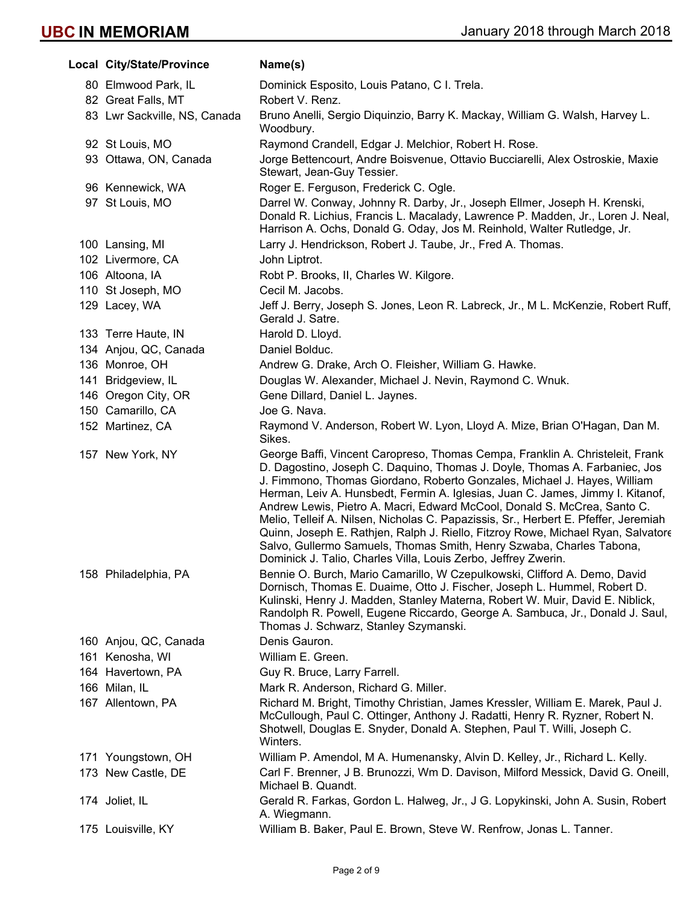| Local | City/State/Province | Name(s) |
|---|---|---|
| 80 | Elmwood Park, IL | Dominick Esposito, Louis Patano, C I. Trela. |
| 82 | Great Falls, MT | Robert V. Renz. |
| 83 | Lwr Sackville, NS, Canada | Bruno Anelli, Sergio Diquinzio, Barry K. Mackay, William G. Walsh, Harvey L. Woodbury. |
| 92 | St Louis, MO | Raymond Crandell, Edgar J. Melchior, Robert H. Rose. |
| 93 | Ottawa, ON, Canada | Jorge Bettencourt, Andre Boisvenue, Ottavio Bucciarelli, Alex Ostroskie, Maxie Stewart, Jean-Guy Tessier. |
| 96 | Kennewick, WA | Roger E. Ferguson, Frederick C. Ogle. |
| 97 | St Louis, MO | Darrel W. Conway, Johnny R. Darby, Jr., Joseph Ellmer, Joseph H. Krenski, Donald R. Lichius, Francis L. Macalady, Lawrence P. Madden, Jr., Loren J. Neal, Harrison A. Ochs, Donald G. Oday, Jos M. Reinhold, Walter Rutledge, Jr. |
| 100 | Lansing, MI | Larry J. Hendrickson, Robert J. Taube, Jr., Fred A. Thomas. |
| 102 | Livermore, CA | John Liptrot. |
| 106 | Altoona, IA | Robt P. Brooks, II, Charles W. Kilgore. |
| 110 | St Joseph, MO | Cecil M. Jacobs. |
| 129 | Lacey, WA | Jeff J. Berry, Joseph S. Jones, Leon R. Labreck, Jr., M L. McKenzie, Robert Ruff, Gerald J. Satre. |
| 133 | Terre Haute, IN | Harold D. Lloyd. |
| 134 | Anjou, QC, Canada | Daniel Bolduc. |
| 136 | Monroe, OH | Andrew G. Drake, Arch O. Fleisher, William G. Hawke. |
| 141 | Bridgeview, IL | Douglas W. Alexander, Michael J. Nevin, Raymond C. Wnuk. |
| 146 | Oregon City, OR | Gene Dillard, Daniel L. Jaynes. |
| 150 | Camarillo, CA | Joe G. Nava. |
| 152 | Martinez, CA | Raymond V. Anderson, Robert W. Lyon, Lloyd A. Mize, Brian O'Hagan, Dan M. Sikes. |
| 157 | New York, NY | George Baffi, Vincent Caropreso, Thomas Cempa, Franklin A. Christeleit, Frank D. Dagostino, Joseph C. Daquino, Thomas J. Doyle, Thomas A. Farbaniec, Jos J. Fimmono, Thomas Giordano, Roberto Gonzales, Michael J. Hayes, William Herman, Leiv A. Hunsbedt, Fermin A. Iglesias, Juan C. James, Jimmy I. Kitanof, Andrew Lewis, Pietro A. Macri, Edward McCool, Donald S. McCrea, Santo C. Melio, Telleif A. Nilsen, Nicholas C. Papazissis, Sr., Herbert E. Pfeffer, Jeremiah Quinn, Joseph E. Rathjen, Ralph J. Riello, Fitzroy Rowe, Michael Ryan, Salvatore Salvo, Gullermo Samuels, Thomas Smith, Henry Szwaba, Charles Tabona, Dominick J. Talio, Charles Villa, Louis Zerbo, Jeffrey Zwerin. |
| 158 | Philadelphia, PA | Bennie O. Burch, Mario Camarillo, W Czepulkowski, Clifford A. Demo, David Dornisch, Thomas E. Duaime, Otto J. Fischer, Joseph L. Hummel, Robert D. Kulinski, Henry J. Madden, Stanley Materna, Robert W. Muir, David E. Niblick, Randolph R. Powell, Eugene Riccardo, George A. Sambuca, Jr., Donald J. Saul, Thomas J. Schwarz, Stanley Szymanski. |
| 160 | Anjou, QC, Canada | Denis Gauron. |
| 161 | Kenosha, WI | William E. Green. |
| 164 | Havertown, PA | Guy R. Bruce, Larry Farrell. |
| 166 | Milan, IL | Mark R. Anderson, Richard G. Miller. |
| 167 | Allentown, PA | Richard M. Bright, Timothy Christian, James Kressler, William E. Marek, Paul J. McCullough, Paul C. Ottinger, Anthony J. Radatti, Henry R. Ryzner, Robert N. Shotwell, Douglas E. Snyder, Donald A. Stephen, Paul T. Willi, Joseph C. Winters. |
| 171 | Youngstown, OH | William P. Amendol, M A. Humenansky, Alvin D. Kelley, Jr., Richard L. Kelly. |
| 173 | New Castle, DE | Carl F. Brenner, J B. Brunozzi, Wm D. Davison, Milford Messick, David G. Oneill, Michael B. Quandt. |
| 174 | Joliet, IL | Gerald R. Farkas, Gordon L. Halweg, Jr., J G. Lopykinski, John A. Susin, Robert A. Wiegmann. |
| 175 | Louisville, KY | William B. Baker, Paul E. Brown, Steve W. Renfrow, Jonas L. Tanner. |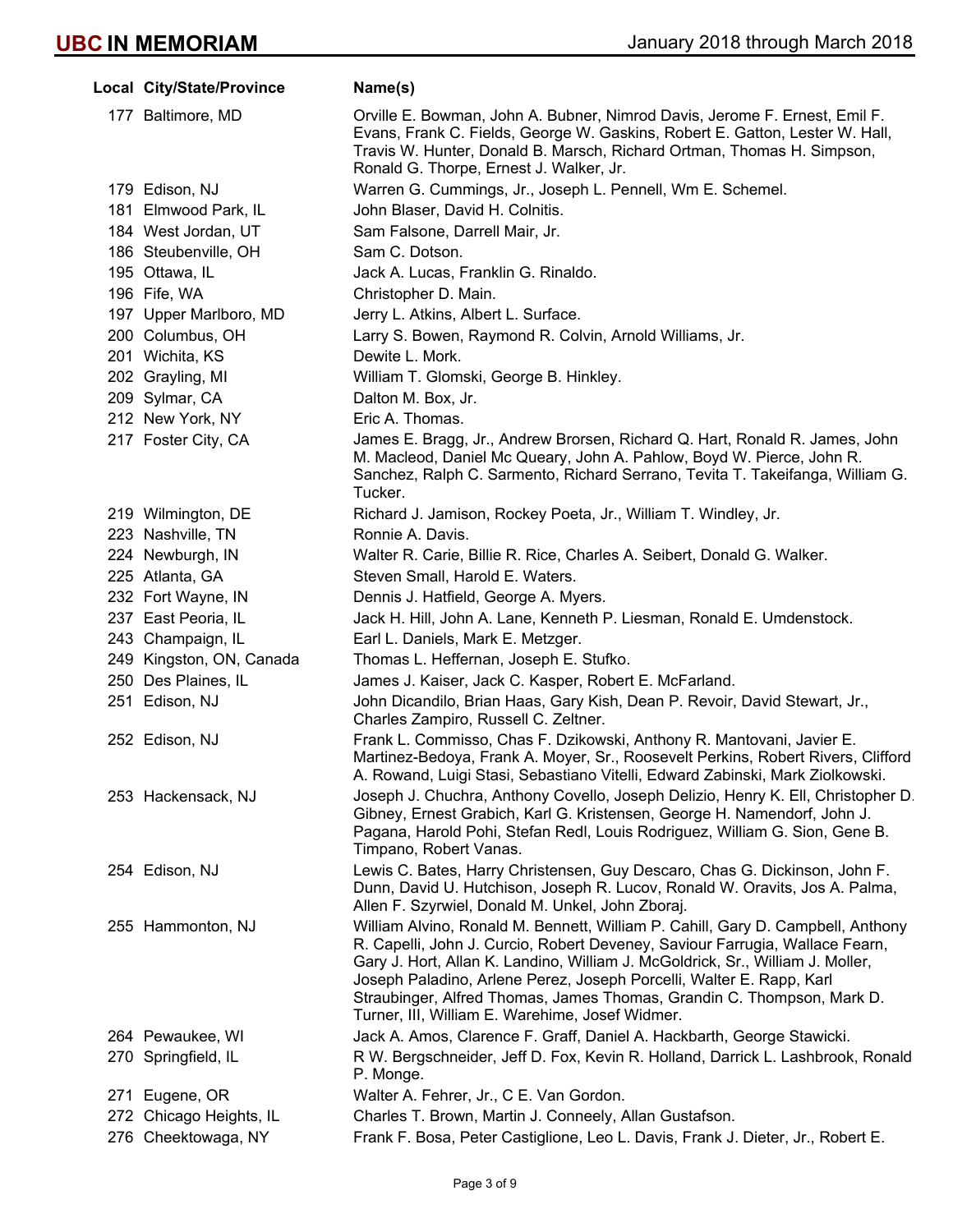| Local | City/State/Province | Name(s) |
|---|---|---|
| 177 | Baltimore, MD | Orville E. Bowman, John A. Bubner, Nimrod Davis, Jerome F. Ernest, Emil F. Evans, Frank C. Fields, George W. Gaskins, Robert E. Gatton, Lester W. Hall, Travis W. Hunter, Donald B. Marsch, Richard Ortman, Thomas H. Simpson, Ronald G. Thorpe, Ernest J. Walker, Jr. |
| 179 | Edison, NJ | Warren G. Cummings, Jr., Joseph L. Pennell, Wm E. Schemel. |
| 181 | Elmwood Park, IL | John Blaser, David H. Colnitis. |
| 184 | West Jordan, UT | Sam Falsone, Darrell Mair, Jr. |
| 186 | Steubenville, OH | Sam C. Dotson. |
| 195 | Ottawa, IL | Jack A. Lucas, Franklin G. Rinaldo. |
| 196 | Fife, WA | Christopher D. Main. |
| 197 | Upper Marlboro, MD | Jerry L. Atkins, Albert L. Surface. |
| 200 | Columbus, OH | Larry S. Bowen, Raymond R. Colvin, Arnold Williams, Jr. |
| 201 | Wichita, KS | Dewite L. Mork. |
| 202 | Grayling, MI | William T. Glomski, George B. Hinkley. |
| 209 | Sylmar, CA | Dalton M. Box, Jr. |
| 212 | New York, NY | Eric A. Thomas. |
| 217 | Foster City, CA | James E. Bragg, Jr., Andrew Brorsen, Richard Q. Hart, Ronald R. James, John M. Macleod, Daniel Mc Queary, John A. Pahlow, Boyd W. Pierce, John R. Sanchez, Ralph C. Sarmento, Richard Serrano, Tevita T. Takeifanga, William G. Tucker. |
| 219 | Wilmington, DE | Richard J. Jamison, Rockey Poeta, Jr., William T. Windley, Jr. |
| 223 | Nashville, TN | Ronnie A. Davis. |
| 224 | Newburgh, IN | Walter R. Carie, Billie R. Rice, Charles A. Seibert, Donald G. Walker. |
| 225 | Atlanta, GA | Steven Small, Harold E. Waters. |
| 232 | Fort Wayne, IN | Dennis J. Hatfield, George A. Myers. |
| 237 | East Peoria, IL | Jack H. Hill, John A. Lane, Kenneth P. Liesman, Ronald E. Umdenstock. |
| 243 | Champaign, IL | Earl L. Daniels, Mark E. Metzger. |
| 249 | Kingston, ON, Canada | Thomas L. Heffernan, Joseph E. Stufko. |
| 250 | Des Plaines, IL | James J. Kaiser, Jack C. Kasper, Robert E. McFarland. |
| 251 | Edison, NJ | John Dicandilo, Brian Haas, Gary Kish, Dean P. Revoir, David Stewart, Jr., Charles Zampiro, Russell C. Zeltner. |
| 252 | Edison, NJ | Frank L. Commisso, Chas F. Dzikowski, Anthony R. Mantovani, Javier E. Martinez-Bedoya, Frank A. Moyer, Sr., Roosevelt Perkins, Robert Rivers, Clifford A. Rowand, Luigi Stasi, Sebastiano Vitelli, Edward Zabinski, Mark Ziolkowski. |
| 253 | Hackensack, NJ | Joseph J. Chuchra, Anthony Covello, Joseph Delizio, Henry K. Ell, Christopher D. Gibney, Ernest Grabich, Karl G. Kristensen, George H. Namendorf, John J. Pagana, Harold Pohi, Stefan Redl, Louis Rodriguez, William G. Sion, Gene B. Timpano, Robert Vanas. |
| 254 | Edison, NJ | Lewis C. Bates, Harry Christensen, Guy Descaro, Chas G. Dickinson, John F. Dunn, David U. Hutchison, Joseph R. Lucov, Ronald W. Oravits, Jos A. Palma, Allen F. Szyrwiel, Donald M. Unkel, John Zboraj. |
| 255 | Hammonton, NJ | William Alvino, Ronald M. Bennett, William P. Cahill, Gary D. Campbell, Anthony R. Capelli, John J. Curcio, Robert Deveney, Saviour Farrugia, Wallace Fearn, Gary J. Hort, Allan K. Landino, William J. McGoldrick, Sr., William J. Moller, Joseph Paladino, Arlene Perez, Joseph Porcelli, Walter E. Rapp, Karl Straubinger, Alfred Thomas, James Thomas, Grandin C. Thompson, Mark D. Turner, III, William E. Warehime, Josef Widmer. |
| 264 | Pewaukee, WI | Jack A. Amos, Clarence F. Graff, Daniel A. Hackbarth, George Stawicki. |
| 270 | Springfield, IL | R W. Bergschneider, Jeff D. Fox, Kevin R. Holland, Darrick L. Lashbrook, Ronald P. Monge. |
| 271 | Eugene, OR | Walter A. Fehrer, Jr., C E. Van Gordon. |
| 272 | Chicago Heights, IL | Charles T. Brown, Martin J. Conneely, Allan Gustafson. |
| 276 | Cheektowaga, NY | Frank F. Bosa, Peter Castiglione, Leo L. Davis, Frank J. Dieter, Jr., Robert E. |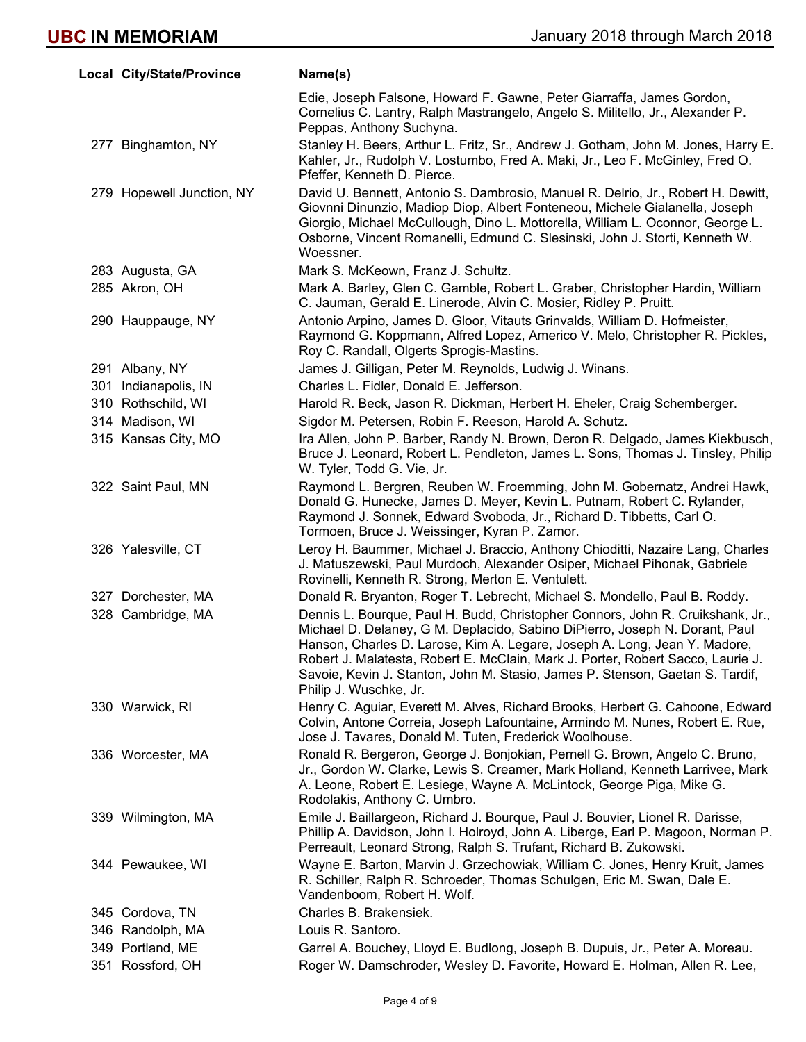| Local | City/State/Province | Name(s) |
|---|---|---|
| | | Edie, Joseph Falsone, Howard F. Gawne, Peter Giarraffa, James Gordon, Cornelius C. Lantry, Ralph Mastrangelo, Angelo S. Militello, Jr., Alexander P. Peppas, Anthony Suchyna. |
| 277 | Binghamton, NY | Stanley H. Beers, Arthur L. Fritz, Sr., Andrew J. Gotham, John M. Jones, Harry E. Kahler, Jr., Rudolph V. Lostumbo, Fred A. Maki, Jr., Leo F. McGinley, Fred O. Pfeffer, Kenneth D. Pierce. |
| 279 | Hopewell Junction, NY | David U. Bennett, Antonio S. Dambrosio, Manuel R. Delrio, Jr., Robert H. Dewitt, Giovnni Dinunzio, Madiop Diop, Albert Fonteneou, Michele Gialanella, Joseph Giorgio, Michael McCullough, Dino L. Mottorella, William L. Oconnor, George L. Osborne, Vincent Romanelli, Edmund C. Slesinski, John J. Storti, Kenneth W. Woessner. |
| 283 | Augusta, GA | Mark S. McKeown, Franz J. Schultz. |
| 285 | Akron, OH | Mark A. Barley, Glen C. Gamble, Robert L. Graber, Christopher Hardin, William C. Jauman, Gerald E. Linerode, Alvin C. Mosier, Ridley P. Pruitt. |
| 290 | Hauppauge, NY | Antonio Arpino, James D. Gloor, Vitauts Grinvalds, William D. Hofmeister, Raymond G. Koppmann, Alfred Lopez, Americo V. Melo, Christopher R. Pickles, Roy C. Randall, Olgerts Sprogis-Mastins. |
| 291 | Albany, NY | James J. Gilligan, Peter M. Reynolds, Ludwig J. Winans. |
| 301 | Indianapolis, IN | Charles L. Fidler, Donald E. Jefferson. |
| 310 | Rothschild, WI | Harold R. Beck, Jason R. Dickman, Herbert H. Eheler, Craig Schemberger. |
| 314 | Madison, WI | Sigdor M. Petersen, Robin F. Reeson, Harold A. Schutz. |
| 315 | Kansas City, MO | Ira Allen, John P. Barber, Randy N. Brown, Deron R. Delgado, James Kiekbusch, Bruce J. Leonard, Robert L. Pendleton, James L. Sons, Thomas J. Tinsley, Philip W. Tyler, Todd G. Vie, Jr. |
| 322 | Saint Paul, MN | Raymond L. Bergren, Reuben W. Froemming, John M. Gobernatz, Andrei Hawk, Donald G. Hunecke, James D. Meyer, Kevin L. Putnam, Robert C. Rylander, Raymond J. Sonnek, Edward Svoboda, Jr., Richard D. Tibbetts, Carl O. Tormoen, Bruce J. Weissinger, Kyran P. Zamor. |
| 326 | Yalesville, CT | Leroy H. Baummer, Michael J. Braccio, Anthony Chioditti, Nazaire Lang, Charles J. Matuszewski, Paul Murdoch, Alexander Osiper, Michael Pihonak, Gabriele Rovinelli, Kenneth R. Strong, Merton E. Ventulett. |
| 327 | Dorchester, MA | Donald R. Bryanton, Roger T. Lebrecht, Michael S. Mondello, Paul B. Roddy. |
| 328 | Cambridge, MA | Dennis L. Bourque, Paul H. Budd, Christopher Connors, John R. Cruikshank, Jr., Michael D. Delaney, G M. Deplacido, Sabino DiPierro, Joseph N. Dorant, Paul Hanson, Charles D. Larose, Kim A. Legare, Joseph A. Long, Jean Y. Madore, Robert J. Malatesta, Robert E. McClain, Mark J. Porter, Robert Sacco, Laurie J. Savoie, Kevin J. Stanton, John M. Stasio, James P. Stenson, Gaetan S. Tardif, Philip J. Wuschke, Jr. |
| 330 | Warwick, RI | Henry C. Aguiar, Everett M. Alves, Richard Brooks, Herbert G. Cahoone, Edward Colvin, Antone Correia, Joseph Lafountaine, Armindo M. Nunes, Robert E. Rue, Jose J. Tavares, Donald M. Tuten, Frederick Woolhouse. |
| 336 | Worcester, MA | Ronald R. Bergeron, George J. Bonjokian, Pernell G. Brown, Angelo C. Bruno, Jr., Gordon W. Clarke, Lewis S. Creamer, Mark Holland, Kenneth Larrivee, Mark A. Leone, Robert E. Lesiege, Wayne A. McLintock, George Piga, Mike G. Rodolakis, Anthony C. Umbro. |
| 339 | Wilmington, MA | Emile J. Baillargeon, Richard J. Bourque, Paul J. Bouvier, Lionel R. Darisse, Phillip A. Davidson, John I. Holroyd, John A. Liberge, Earl P. Magoon, Norman P. Perreault, Leonard Strong, Ralph S. Trufant, Richard B. Zukowski. |
| 344 | Pewaukee, WI | Wayne E. Barton, Marvin J. Grzechowiak, William C. Jones, Henry Kruit, James R. Schiller, Ralph R. Schroeder, Thomas Schulgen, Eric M. Swan, Dale E. Vandenboom, Robert H. Wolf. |
| 345 | Cordova, TN | Charles B. Brakensiek. |
| 346 | Randolph, MA | Louis R. Santoro. |
| 349 | Portland, ME | Garrel A. Bouchey, Lloyd E. Budlong, Joseph B. Dupuis, Jr., Peter A. Moreau. |
| 351 | Rossford, OH | Roger W. Damschroder, Wesley D. Favorite, Howard E. Holman, Allen R. Lee, |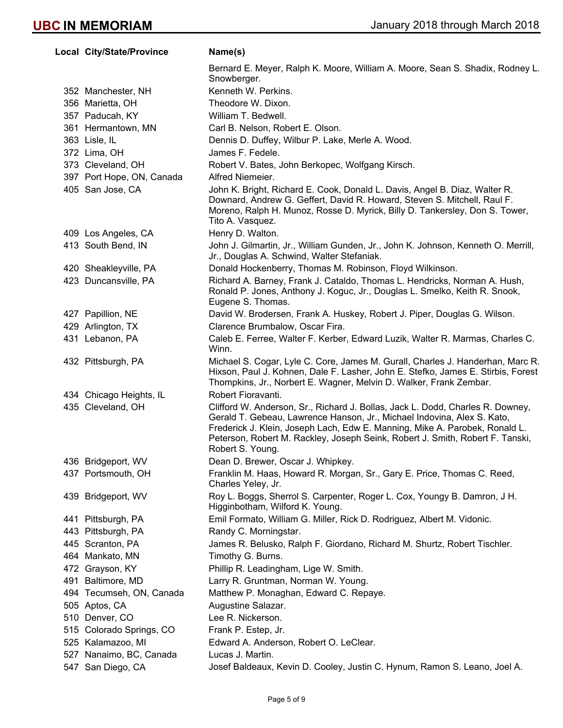| Local | City/State/Province | Name(s) |
|---|---|---|
| | | Bernard E. Meyer, Ralph K. Moore, William A. Moore, Sean S. Shadix, Rodney L. Snowberger. |
| 352 | Manchester, NH | Kenneth W. Perkins. |
| 356 | Marietta, OH | Theodore W. Dixon. |
| 357 | Paducah, KY | William T. Bedwell. |
| 361 | Hermantown, MN | Carl B. Nelson, Robert E. Olson. |
| 363 | Lisle, IL | Dennis D. Duffey, Wilbur P. Lake, Merle A. Wood. |
| 372 | Lima, OH | James F. Fedele. |
| 373 | Cleveland, OH | Robert V. Bates, John Berkopec, Wolfgang Kirsch. |
| 397 | Port Hope, ON, Canada | Alfred Niemeier. |
| 405 | San Jose, CA | John K. Bright, Richard E. Cook, Donald L. Davis, Angel B. Diaz, Walter R. Downard, Andrew G. Geffert, David R. Howard, Steven S. Mitchell, Raul F. Moreno, Ralph H. Munoz, Rosse D. Myrick, Billy D. Tankersley, Don S. Tower, Tito A. Vasquez. |
| 409 | Los Angeles, CA | Henry D. Walton. |
| 413 | South Bend, IN | John J. Gilmartin, Jr., William Gunden, Jr., John K. Johnson, Kenneth O. Merrill, Jr., Douglas A. Schwind, Walter Stefaniak. |
| 420 | Sheakleyville, PA | Donald Hockenberry, Thomas M. Robinson, Floyd Wilkinson. |
| 423 | Duncansville, PA | Richard A. Barney, Frank J. Cataldo, Thomas L. Hendricks, Norman A. Hush, Ronald P. Jones, Anthony J. Koguc, Jr., Douglas L. Smelko, Keith R. Snook, Eugene S. Thomas. |
| 427 | Papillion, NE | David W. Brodersen, Frank A. Huskey, Robert J. Piper, Douglas G. Wilson. |
| 429 | Arlington, TX | Clarence Brumbalow, Oscar Fira. |
| 431 | Lebanon, PA | Caleb E. Ferree, Walter F. Kerber, Edward Luzik, Walter R. Marmas, Charles C. Winn. |
| 432 | Pittsburgh, PA | Michael S. Cogar, Lyle C. Core, James M. Gurall, Charles J. Handerhan, Marc R. Hixson, Paul J. Kohnen, Dale F. Lasher, John E. Stefko, James E. Stirbis, Forest Thompkins, Jr., Norbert E. Wagner, Melvin D. Walker, Frank Zembar. |
| 434 | Chicago Heights, IL | Robert Fioravanti. |
| 435 | Cleveland, OH | Clifford W. Anderson, Sr., Richard J. Bollas, Jack L. Dodd, Charles R. Downey, Gerald T. Gebeau, Lawrence Hanson, Jr., Michael Indovina, Alex S. Kato, Frederick J. Klein, Joseph Lach, Edw E. Manning, Mike A. Parobek, Ronald L. Peterson, Robert M. Rackley, Joseph Seink, Robert J. Smith, Robert F. Tanski, Robert S. Young. |
| 436 | Bridgeport, WV | Dean D. Brewer, Oscar J. Whipkey. |
| 437 | Portsmouth, OH | Franklin M. Haas, Howard R. Morgan, Sr., Gary E. Price, Thomas C. Reed, Charles Yeley, Jr. |
| 439 | Bridgeport, WV | Roy L. Boggs, Sherrol S. Carpenter, Roger L. Cox, Youngy B. Damron, J H. Higginbotham, Wilford K. Young. |
| 441 | Pittsburgh, PA | Emil Formato, William G. Miller, Rick D. Rodriguez, Albert M. Vidonic. |
| 443 | Pittsburgh, PA | Randy C. Morningstar. |
| 445 | Scranton, PA | James R. Belusko, Ralph F. Giordano, Richard M. Shurtz, Robert Tischler. |
| 464 | Mankato, MN | Timothy G. Burns. |
| 472 | Grayson, KY | Phillip R. Leadingham, Lige W. Smith. |
| 491 | Baltimore, MD | Larry R. Gruntman, Norman W. Young. |
| 494 | Tecumseh, ON, Canada | Matthew P. Monaghan, Edward C. Repaye. |
| 505 | Aptos, CA | Augustine Salazar. |
| 510 | Denver, CO | Lee R. Nickerson. |
| 515 | Colorado Springs, CO | Frank P. Estep, Jr. |
| 525 | Kalamazoo, MI | Edward A. Anderson, Robert O. LeClear. |
| 527 | Nanaimo, BC, Canada | Lucas J. Martin. |
| 547 | San Diego, CA | Josef Baldeaux, Kevin D. Cooley, Justin C. Hynum, Ramon S. Leano, Joel A. |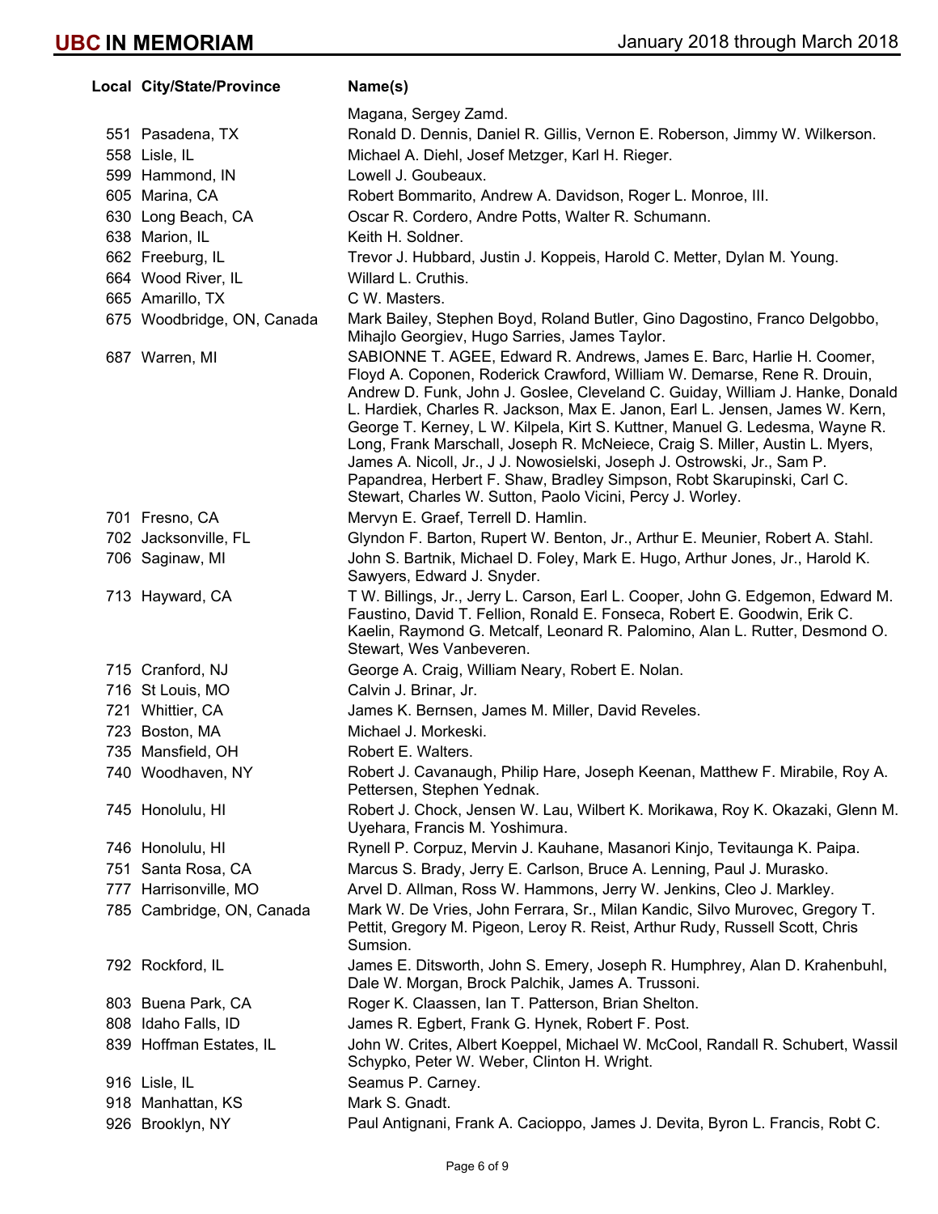| Local | City/State/Province | Name(s) |
|---|---|---|
| | | Magana, Sergey Zamd. |
| 551 | Pasadena, TX | Ronald D. Dennis, Daniel R. Gillis, Vernon E. Roberson, Jimmy W. Wilkerson. |
| 558 | Lisle, IL | Michael A. Diehl, Josef Metzger, Karl H. Rieger. |
| 599 | Hammond, IN | Lowell J. Goubeaux. |
| 605 | Marina, CA | Robert Bommarito, Andrew A. Davidson, Roger L. Monroe, III. |
| 630 | Long Beach, CA | Oscar R. Cordero, Andre Potts, Walter R. Schumann. |
| 638 | Marion, IL | Keith H. Soldner. |
| 662 | Freeburg, IL | Trevor J. Hubbard, Justin J. Koppeis, Harold C. Metter, Dylan M. Young. |
| 664 | Wood River, IL | Willard L. Cruthis. |
| 665 | Amarillo, TX | C W. Masters. |
| 675 | Woodbridge, ON, Canada | Mark Bailey, Stephen Boyd, Roland Butler, Gino Dagostino, Franco Delgobbo, Mihajlo Georgiev, Hugo Sarries, James Taylor. |
| 687 | Warren, MI | SABIONNE T. AGEE, Edward R. Andrews, James E. Barc, Harlie H. Coomer, Floyd A. Coponen, Roderick Crawford, William W. Demarse, Rene R. Drouin, Andrew D. Funk, John J. Goslee, Cleveland C. Guiday, William J. Hanke, Donald L. Hardiek, Charles R. Jackson, Max E. Janon, Earl L. Jensen, James W. Kern, George T. Kerney, L W. Kilpela, Kirt S. Kuttner, Manuel G. Ledesma, Wayne R. Long, Frank Marschall, Joseph R. McNeiece, Craig S. Miller, Austin L. Myers, James A. Nicoll, Jr., J J. Nowosielski, Joseph J. Ostrowski, Jr., Sam P. Papandrea, Herbert F. Shaw, Bradley Simpson, Robt Skarupinski, Carl C. Stewart, Charles W. Sutton, Paolo Vicini, Percy J. Worley. |
| 701 | Fresno, CA | Mervyn E. Graef, Terrell D. Hamlin. |
| 702 | Jacksonville, FL | Glyndon F. Barton, Rupert W. Benton, Jr., Arthur E. Meunier, Robert A. Stahl. |
| 706 | Saginaw, MI | John S. Bartnik, Michael D. Foley, Mark E. Hugo, Arthur Jones, Jr., Harold K. Sawyers, Edward J. Snyder. |
| 713 | Hayward, CA | T W. Billings, Jr., Jerry L. Carson, Earl L. Cooper, John G. Edgemon, Edward M. Faustino, David T. Fellion, Ronald E. Fonseca, Robert E. Goodwin, Erik C. Kaelin, Raymond G. Metcalf, Leonard R. Palomino, Alan L. Rutter, Desmond O. Stewart, Wes Vanbeveren. |
| 715 | Cranford, NJ | George A. Craig, William Neary, Robert E. Nolan. |
| 716 | St Louis, MO | Calvin J. Brinar, Jr. |
| 721 | Whittier, CA | James K. Bernsen, James M. Miller, David Reveles. |
| 723 | Boston, MA | Michael J. Morkeski. |
| 735 | Mansfield, OH | Robert E. Walters. |
| 740 | Woodhaven, NY | Robert J. Cavanaugh, Philip Hare, Joseph Keenan, Matthew F. Mirabile, Roy A. Pettersen, Stephen Yednak. |
| 745 | Honolulu, HI | Robert J. Chock, Jensen W. Lau, Wilbert K. Morikawa, Roy K. Okazaki, Glenn M. Uyehara, Francis M. Yoshimura. |
| 746 | Honolulu, HI | Rynell P. Corpuz, Mervin J. Kauhane, Masanori Kinjo, Tevitaunga K. Paipa. |
| 751 | Santa Rosa, CA | Marcus S. Brady, Jerry E. Carlson, Bruce A. Lenning, Paul J. Murasko. |
| 777 | Harrisonville, MO | Arvel D. Allman, Ross W. Hammons, Jerry W. Jenkins, Cleo J. Markley. |
| 785 | Cambridge, ON, Canada | Mark W. De Vries, John Ferrara, Sr., Milan Kandic, Silvo Murovec, Gregory T. Pettit, Gregory M. Pigeon, Leroy R. Reist, Arthur Rudy, Russell Scott, Chris Sumsion. |
| 792 | Rockford, IL | James E. Ditsworth, John S. Emery, Joseph R. Humphrey, Alan D. Krahenbuhl, Dale W. Morgan, Brock Palchik, James A. Trussoni. |
| 803 | Buena Park, CA | Roger K. Claassen, Ian T. Patterson, Brian Shelton. |
| 808 | Idaho Falls, ID | James R. Egbert, Frank G. Hynek, Robert F. Post. |
| 839 | Hoffman Estates, IL | John W. Crites, Albert Koeppel, Michael W. McCool, Randall R. Schubert, Wassil Schypko, Peter W. Weber, Clinton H. Wright. |
| 916 | Lisle, IL | Seamus P. Carney. |
| 918 | Manhattan, KS | Mark S. Gnadt. |
| 926 | Brooklyn, NY | Paul Antignani, Frank A. Cacioppo, James J. Devita, Byron L. Francis, Robt C. |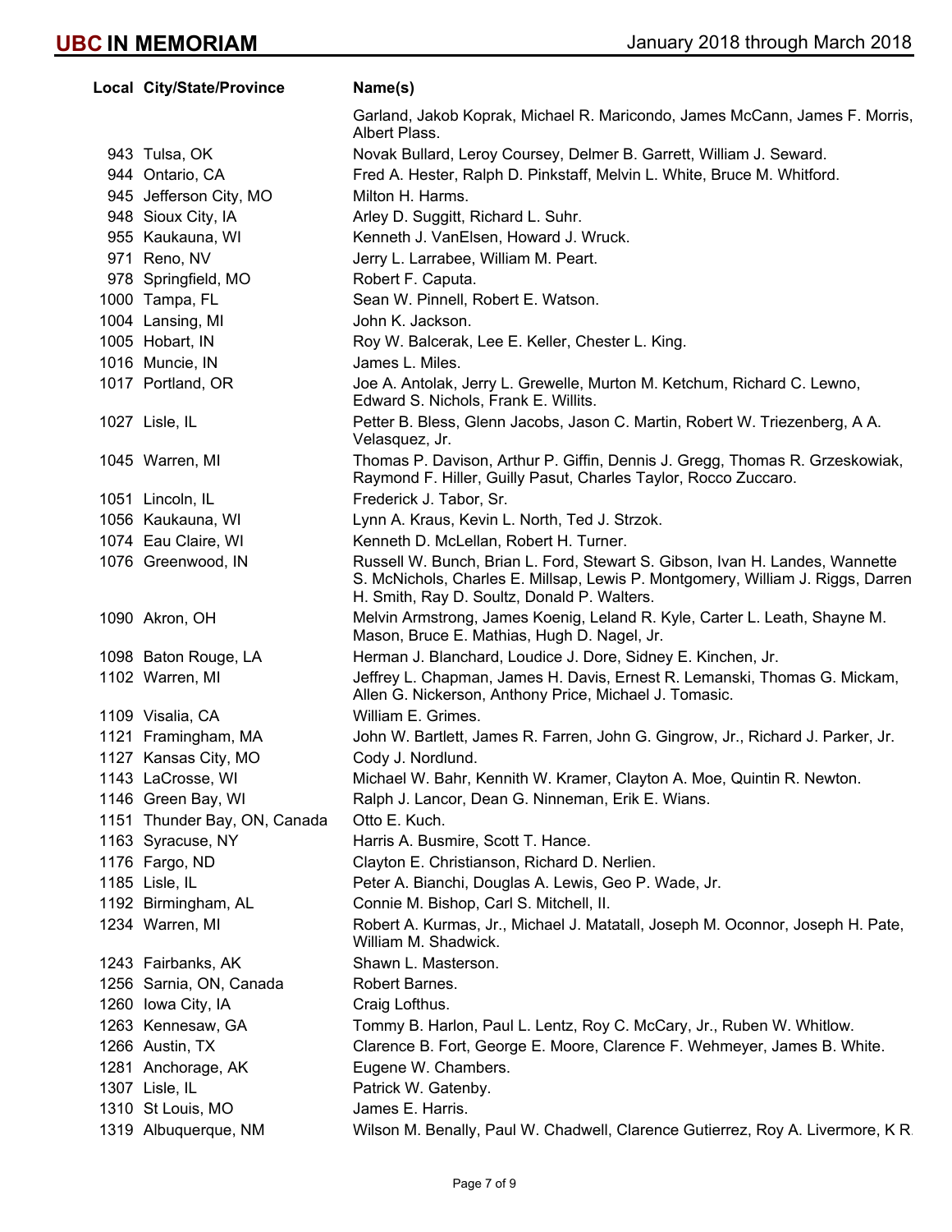| Local | City/State/Province | Name(s) |
|---|---|---|
| | | Garland, Jakob Koprak, Michael R. Maricondo, James McCann, James F. Morris, Albert Plass. |
| 943 | Tulsa, OK | Novak Bullard, Leroy Coursey, Delmer B. Garrett, William J. Seward. |
| 944 | Ontario, CA | Fred A. Hester, Ralph D. Pinkstaff, Melvin L. White, Bruce M. Whitford. |
| 945 | Jefferson City, MO | Milton H. Harms. |
| 948 | Sioux City, IA | Arley D. Suggitt, Richard L. Suhr. |
| 955 | Kaukauna, WI | Kenneth J. VanElsen, Howard J. Wruck. |
| 971 | Reno, NV | Jerry L. Larrabee, William M. Peart. |
| 978 | Springfield, MO | Robert F. Caputa. |
| 1000 | Tampa, FL | Sean W. Pinnell, Robert E. Watson. |
| 1004 | Lansing, MI | John K. Jackson. |
| 1005 | Hobart, IN | Roy W. Balcerak, Lee E. Keller, Chester L. King. |
| 1016 | Muncie, IN | James L. Miles. |
| 1017 | Portland, OR | Joe A. Antolak, Jerry L. Grewelle, Murton M. Ketchum, Richard C. Lewno, Edward S. Nichols, Frank E. Willits. |
| 1027 | Lisle, IL | Petter B. Bless, Glenn Jacobs, Jason C. Martin, Robert W. Triezenberg, A A. Velasquez, Jr. |
| 1045 | Warren, MI | Thomas P. Davison, Arthur P. Giffin, Dennis J. Gregg, Thomas R. Grzeskowiak, Raymond F. Hiller, Guilly Pasut, Charles Taylor, Rocco Zuccaro. |
| 1051 | Lincoln, IL | Frederick J. Tabor, Sr. |
| 1056 | Kaukauna, WI | Lynn A. Kraus, Kevin L. North, Ted J. Strzok. |
| 1074 | Eau Claire, WI | Kenneth D. McLellan, Robert H. Turner. |
| 1076 | Greenwood, IN | Russell W. Bunch, Brian L. Ford, Stewart S. Gibson, Ivan H. Landes, Wannette S. McNichols, Charles E. Millsap, Lewis P. Montgomery, William J. Riggs, Darren H. Smith, Ray D. Soultz, Donald P. Walters. |
| 1090 | Akron, OH | Melvin Armstrong, James Koenig, Leland R. Kyle, Carter L. Leath, Shayne M. Mason, Bruce E. Mathias, Hugh D. Nagel, Jr. |
| 1098 | Baton Rouge, LA | Herman J. Blanchard, Loudice J. Dore, Sidney E. Kinchen, Jr. |
| 1102 | Warren, MI | Jeffrey L. Chapman, James H. Davis, Ernest R. Lemanski, Thomas G. Mickam, Allen G. Nickerson, Anthony Price, Michael J. Tomasic. |
| 1109 | Visalia, CA | William E. Grimes. |
| 1121 | Framingham, MA | John W. Bartlett, James R. Farren, John G. Gingrow, Jr., Richard J. Parker, Jr. |
| 1127 | Kansas City, MO | Cody J. Nordlund. |
| 1143 | LaCrosse, WI | Michael W. Bahr, Kennith W. Kramer, Clayton A. Moe, Quintin R. Newton. |
| 1146 | Green Bay, WI | Ralph J. Lancor, Dean G. Ninneman, Erik E. Wians. |
| 1151 | Thunder Bay, ON, Canada | Otto E. Kuch. |
| 1163 | Syracuse, NY | Harris A. Busmire, Scott T. Hance. |
| 1176 | Fargo, ND | Clayton E. Christianson, Richard D. Nerlien. |
| 1185 | Lisle, IL | Peter A. Bianchi, Douglas A. Lewis, Geo P. Wade, Jr. |
| 1192 | Birmingham, AL | Connie M. Bishop, Carl S. Mitchell, II. |
| 1234 | Warren, MI | Robert A. Kurmas, Jr., Michael J. Matatall, Joseph M. Oconnor, Joseph H. Pate, William M. Shadwick. |
| 1243 | Fairbanks, AK | Shawn L. Masterson. |
| 1256 | Sarnia, ON, Canada | Robert Barnes. |
| 1260 | Iowa City, IA | Craig Lofthus. |
| 1263 | Kennesaw, GA | Tommy B. Harlon, Paul L. Lentz, Roy C. McCary, Jr., Ruben W. Whitlow. |
| 1266 | Austin, TX | Clarence B. Fort, George E. Moore, Clarence F. Wehmeyer, James B. White. |
| 1281 | Anchorage, AK | Eugene W. Chambers. |
| 1307 | Lisle, IL | Patrick W. Gatenby. |
| 1310 | St Louis, MO | James E. Harris. |
| 1319 | Albuquerque, NM | Wilson M. Benally, Paul W. Chadwell, Clarence Gutierrez, Roy A. Livermore, K R. |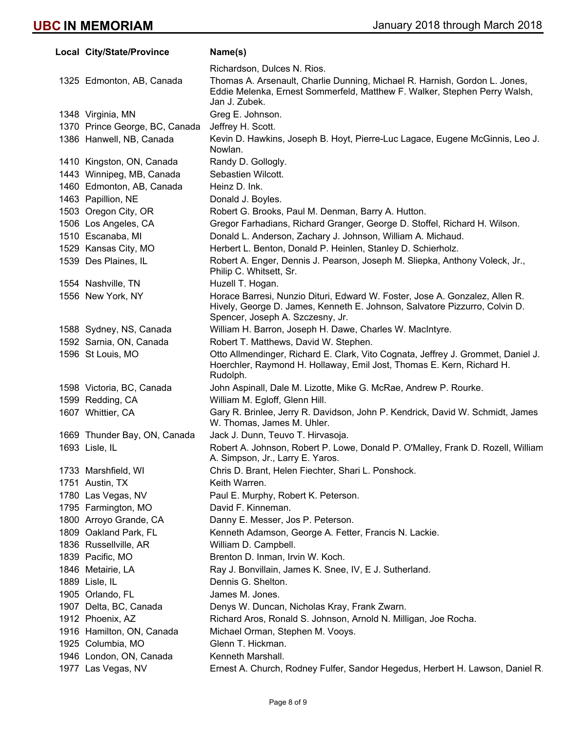| Local | City/State/Province | Name(s) |
|---|---|---|
| | | Richardson, Dulces N. Rios. |
| 1325 | Edmonton, AB, Canada | Thomas A. Arsenault, Charlie Dunning, Michael R. Harnish, Gordon L. Jones, Eddie Melenka, Ernest Sommerfeld, Matthew F. Walker, Stephen Perry Walsh, Jan J. Zubek. |
| 1348 | Virginia, MN | Greg E. Johnson. |
| 1370 | Prince George, BC, Canada | Jeffrey H. Scott. |
| 1386 | Hanwell, NB, Canada | Kevin D. Hawkins, Joseph B. Hoyt, Pierre-Luc Lagace, Eugene McGinnis, Leo J. Nowlan. |
| 1410 | Kingston, ON, Canada | Randy D. Gollogly. |
| 1443 | Winnipeg, MB, Canada | Sebastien Wilcott. |
| 1460 | Edmonton, AB, Canada | Heinz D. Ink. |
| 1463 | Papillion, NE | Donald J. Boyles. |
| 1503 | Oregon City, OR | Robert G. Brooks, Paul M. Denman, Barry A. Hutton. |
| 1506 | Los Angeles, CA | Gregor Farhadians, Richard Granger, George D. Stoffel, Richard H. Wilson. |
| 1510 | Escanaba, MI | Donald L. Anderson, Zachary J. Johnson, William A. Michaud. |
| 1529 | Kansas City, MO | Herbert L. Benton, Donald P. Heinlen, Stanley D. Schierholz. |
| 1539 | Des Plaines, IL | Robert A. Enger, Dennis J. Pearson, Joseph M. Sliepka, Anthony Voleck, Jr., Philip C. Whitsett, Sr. |
| 1554 | Nashville, TN | Huzell T. Hogan. |
| 1556 | New York, NY | Horace Barresi, Nunzio Dituri, Edward W. Foster, Jose A. Gonzalez, Allen R. Hively, George D. James, Kenneth E. Johnson, Salvatore Pizzurro, Colvin D. Spencer, Joseph A. Szczesny, Jr. |
| 1588 | Sydney, NS, Canada | William H. Barron, Joseph H. Dawe, Charles W. MacIntyre. |
| 1592 | Sarnia, ON, Canada | Robert T. Matthews, David W. Stephen. |
| 1596 | St Louis, MO | Otto Allmendinger, Richard E. Clark, Vito Cognata, Jeffrey J. Grommet, Daniel J. Hoerchler, Raymond H. Hollaway, Emil Jost, Thomas E. Kern, Richard H. Rudolph. |
| 1598 | Victoria, BC, Canada | John Aspinall, Dale M. Lizotte, Mike G. McRae, Andrew P. Rourke. |
| 1599 | Redding, CA | William M. Egloff, Glenn Hill. |
| 1607 | Whittier, CA | Gary R. Brinlee, Jerry R. Davidson, John P. Kendrick, David W. Schmidt, James W. Thomas, James M. Uhler. |
| 1669 | Thunder Bay, ON, Canada | Jack J. Dunn, Teuvo T. Hirvasoja. |
| 1693 | Lisle, IL | Robert A. Johnson, Robert P. Lowe, Donald P. O'Malley, Frank D. Rozell, William A. Simpson, Jr., Larry E. Yaros. |
| 1733 | Marshfield, WI | Chris D. Brant, Helen Fiechter, Shari L. Ponshock. |
| 1751 | Austin, TX | Keith Warren. |
| 1780 | Las Vegas, NV | Paul E. Murphy, Robert K. Peterson. |
| 1795 | Farmington, MO | David F. Kinneman. |
| 1800 | Arroyo Grande, CA | Danny E. Messer, Jos P. Peterson. |
| 1809 | Oakland Park, FL | Kenneth Adamson, George A. Fetter, Francis N. Lackie. |
| 1836 | Russellville, AR | William D. Campbell. |
| 1839 | Pacific, MO | Brenton D. Inman, Irvin W. Koch. |
| 1846 | Metairie, LA | Ray J. Bonvillain, James K. Snee, IV, E J. Sutherland. |
| 1889 | Lisle, IL | Dennis G. Shelton. |
| 1905 | Orlando, FL | James M. Jones. |
| 1907 | Delta, BC, Canada | Denys W. Duncan, Nicholas Kray, Frank Zwarn. |
| 1912 | Phoenix, AZ | Richard Aros, Ronald S. Johnson, Arnold N. Milligan, Joe Rocha. |
| 1916 | Hamilton, ON, Canada | Michael Orman, Stephen M. Vooys. |
| 1925 | Columbia, MO | Glenn T. Hickman. |
| 1946 | London, ON, Canada | Kenneth Marshall. |
| 1977 | Las Vegas, NV | Ernest A. Church, Rodney Fulfer, Sandor Hegedus, Herbert H. Lawson, Daniel R. |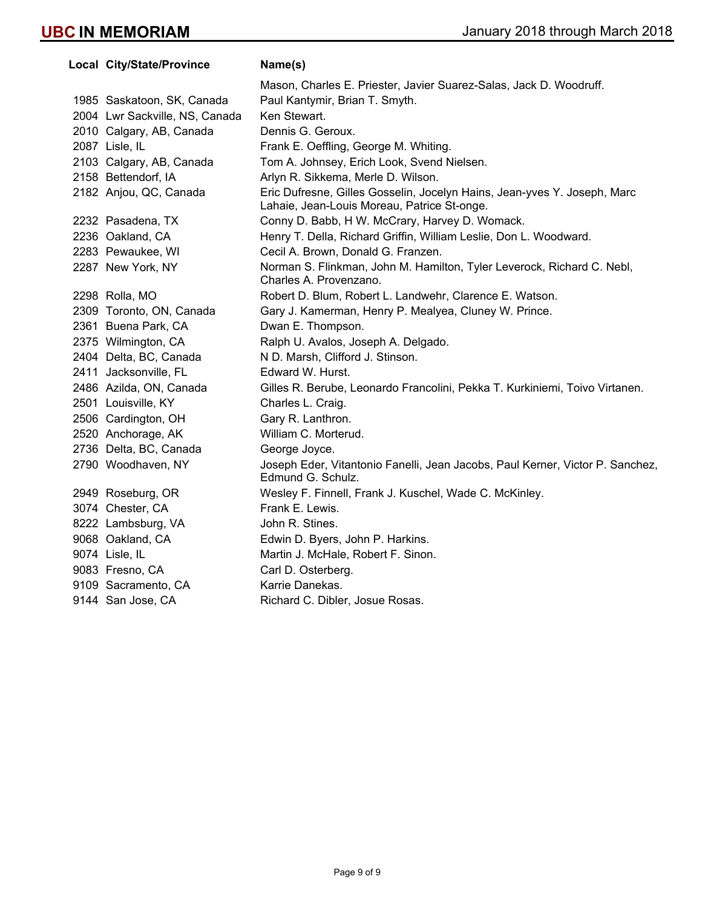| Local | City/State/Province | Name(s) |
|---|---|---|
| | | Mason, Charles E. Priester, Javier Suarez-Salas, Jack D. Woodruff. |
| 1985 | Saskatoon, SK, Canada | Paul Kantymir, Brian T. Smyth. |
| 2004 | Lwr Sackville, NS, Canada | Ken Stewart. |
| 2010 | Calgary, AB, Canada | Dennis G. Geroux. |
| 2087 | Lisle, IL | Frank E. Oeffling, George M. Whiting. |
| 2103 | Calgary, AB, Canada | Tom A. Johnsey, Erich Look, Svend Nielsen. |
| 2158 | Bettendorf, IA | Arlyn R. Sikkema, Merle D. Wilson. |
| 2182 | Anjou, QC, Canada | Eric Dufresne, Gilles Gosselin, Jocelyn Hains, Jean-yves Y. Joseph, Marc Lahaie, Jean-Louis Moreau, Patrice St-onge. |
| 2232 | Pasadena, TX | Conny D. Babb, H W. McCrary, Harvey D. Womack. |
| 2236 | Oakland, CA | Henry T. Della, Richard Griffin, William Leslie, Don L. Woodward. |
| 2283 | Pewaukee, WI | Cecil A. Brown, Donald G. Franzen. |
| 2287 | New York, NY | Norman S. Flinkman, John M. Hamilton, Tyler Leverock, Richard C. Nebl, Charles A. Provenzano. |
| 2298 | Rolla, MO | Robert D. Blum, Robert L. Landwehr, Clarence E. Watson. |
| 2309 | Toronto, ON, Canada | Gary J. Kamerman, Henry P. Mealyea, Cluney W. Prince. |
| 2361 | Buena Park, CA | Dwan E. Thompson. |
| 2375 | Wilmington, CA | Ralph U. Avalos, Joseph A. Delgado. |
| 2404 | Delta, BC, Canada | N D. Marsh, Clifford J. Stinson. |
| 2411 | Jacksonville, FL | Edward W. Hurst. |
| 2486 | Azilda, ON, Canada | Gilles R. Berube, Leonardo Francolini, Pekka T. Kurkiniemi, Toivo Virtanen. |
| 2501 | Louisville, KY | Charles L. Craig. |
| 2506 | Cardington, OH | Gary R. Lanthron. |
| 2520 | Anchorage, AK | William C. Morterud. |
| 2736 | Delta, BC, Canada | George Joyce. |
| 2790 | Woodhaven, NY | Joseph Eder, Vitantonio Fanelli, Jean Jacobs, Paul Kerner, Victor P. Sanchez, Edmund G. Schulz. |
| 2949 | Roseburg, OR | Wesley F. Finnell, Frank J. Kuschel, Wade C. McKinley. |
| 3074 | Chester, CA | Frank E. Lewis. |
| 8222 | Lambsburg, VA | John R. Stines. |
| 9068 | Oakland, CA | Edwin D. Byers, John P. Harkins. |
| 9074 | Lisle, IL | Martin J. McHale, Robert F. Sinon. |
| 9083 | Fresno, CA | Carl D. Osterberg. |
| 9109 | Sacramento, CA | Karrie Danekas. |
| 9144 | San Jose, CA | Richard C. Dibler, Josue Rosas. |